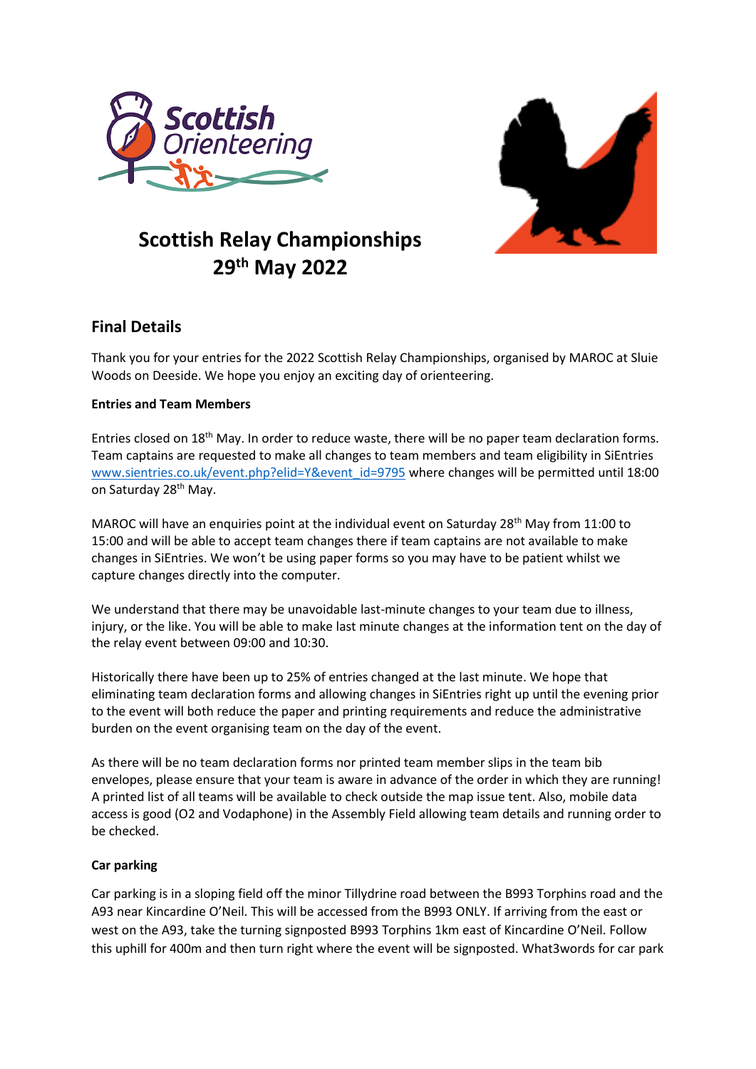# Scottish Relay Championships
# 29th May 2022

## Final Details

Thank you for your entries for the 2022 Scottish Relay Championships, organised by MAROC at Sluie Woods on Deeside. We hope you enjoy an exciting day of orienteering.

**Entries and Team Members**

Entries closed on 18th May. In order to reduce waste, there will be no paper team declaration forms. Team captains are requested to make all changes to team members and team eligibility in SiEntries www.sientries.co.uk/event.php?elid=Y&event_id=9795 where changes will be permitted until 18:00 on Saturday 28th May.

MAROC will have an enquiries point at the individual event on Saturday 28th May from 11:00 to 15:00 and will be able to accept team changes there if team captains are not available to make changes in SiEntries. We won't be using paper forms so you may have to be patient whilst we capture changes directly into the computer.

We understand that there may be unavoidable last-minute changes to your team due to illness, injury, or the like. You will be able to make last minute changes at the information tent on the day of the relay event between 09:00 and 10:30.

Historically there have been up to 25% of entries changed at the last minute. We hope that eliminating team declaration forms and allowing changes in SiEntries right up until the evening prior to the event will both reduce the paper and printing requirements and reduce the administrative burden on the event organising team on the day of the event.

As there will be no team declaration forms nor printed team member slips in the team bib envelopes, please ensure that your team is aware in advance of the order in which they are running! A printed list of all teams will be available to check outside the map issue tent. Also, mobile data access is good (O2 and Vodafone) in the Assembly Field allowing team details and running order to be checked.

**Car parking**

Car parking is in a sloping field off the minor Tillydrine road between the B993 Torphins road and the A93 near Kincardine O'Neil. This will be accessed from the B993 ONLY. If arriving from the east or west on the A93, take the turning signposted B993 Torphins 1km east of Kincardine O'Neil. Follow this uphill for 400m and then turn right where the event will be signposted. What3words for car park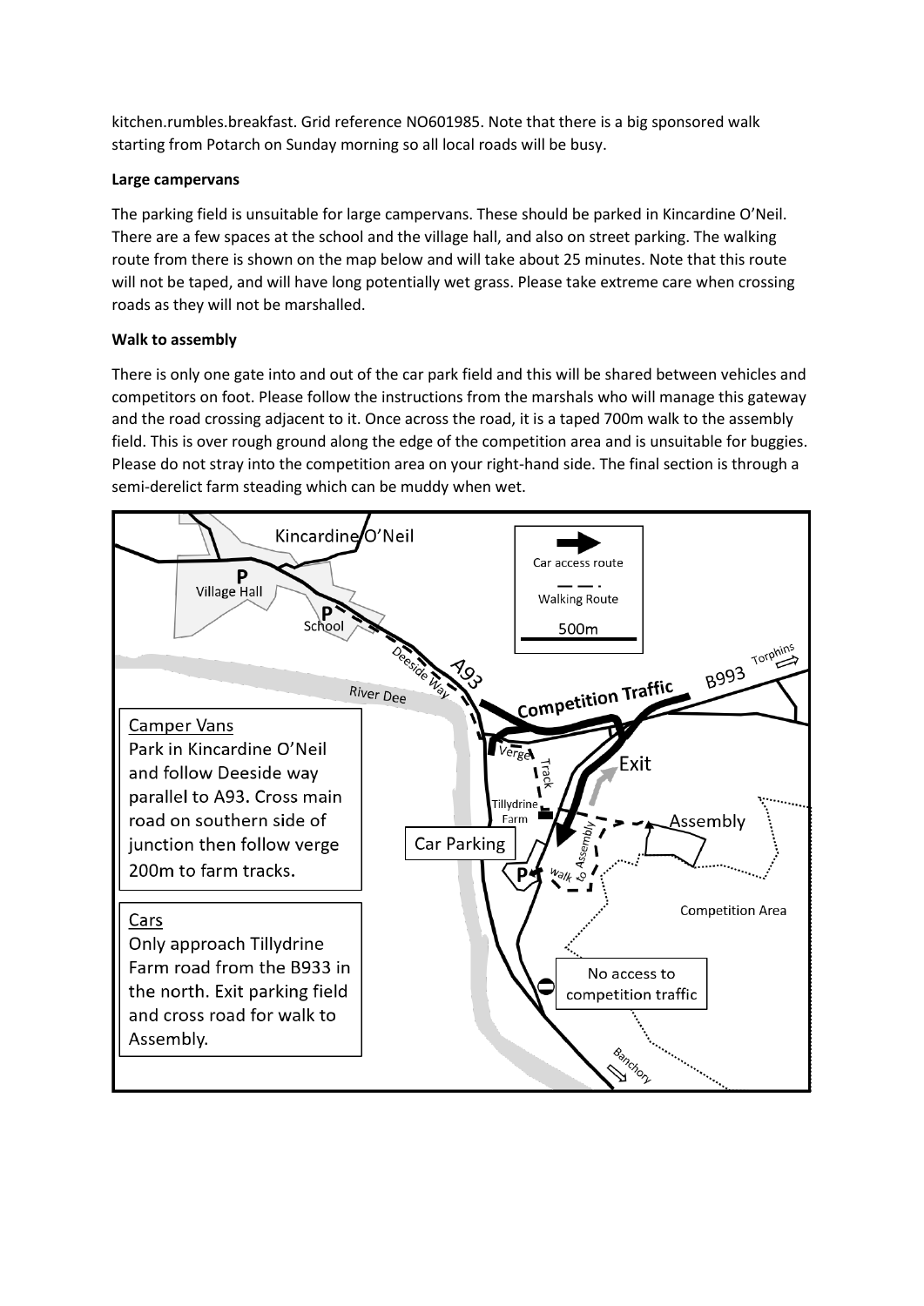kitchen.rumbles.breakfast. Grid reference NO601985. Note that there is a big sponsored walk starting from Potarch on Sunday morning so all local roads will be busy.

**Large campervans**

The parking field is unsuitable for large campervans. These should be parked in Kincardine O'Neil. There are a few spaces at the school and the village hall, and also on street parking. The walking route from there is shown on the map below and will take about 25 minutes. Note that this route will not be taped, and will have long potentially wet grass. Please take extreme care when crossing roads as they will not be marshalled.

**Walk to assembly**

There is only one gate into and out of the car park field and this will be shared between vehicles and competitors on foot. Please follow the instructions from the marshals who will manage this gateway and the road crossing adjacent to it. Once across the road, it is a taped 700m walk to the assembly field. This is over rough ground along the edge of the competition area and is unsuitable for buggies. Please do not stray into the competition area on your right-hand side. The final section is through a semi-derelict farm steading which can be muddy when wet.

Kincardine O'Neil

Village Hall

School

Deeside Way

A93

River Dee

Competition Traffic

B993

Torphins

Car access route

Walking Route

500m

Verge

Track

Tillydrine Farm

Exit

Assembly

Car Parking

Walk to Assembly

Competition Area

No access to competition traffic

Banchory

Camper Vans
Park in Kincardine O'Neil and follow Deeside way parallel to A93. Cross main road on southern side of junction then follow verge 200m to farm tracks.

Cars
Only approach Tillydrine Farm road from the B933 in the north. Exit parking field and cross road for walk to Assembly.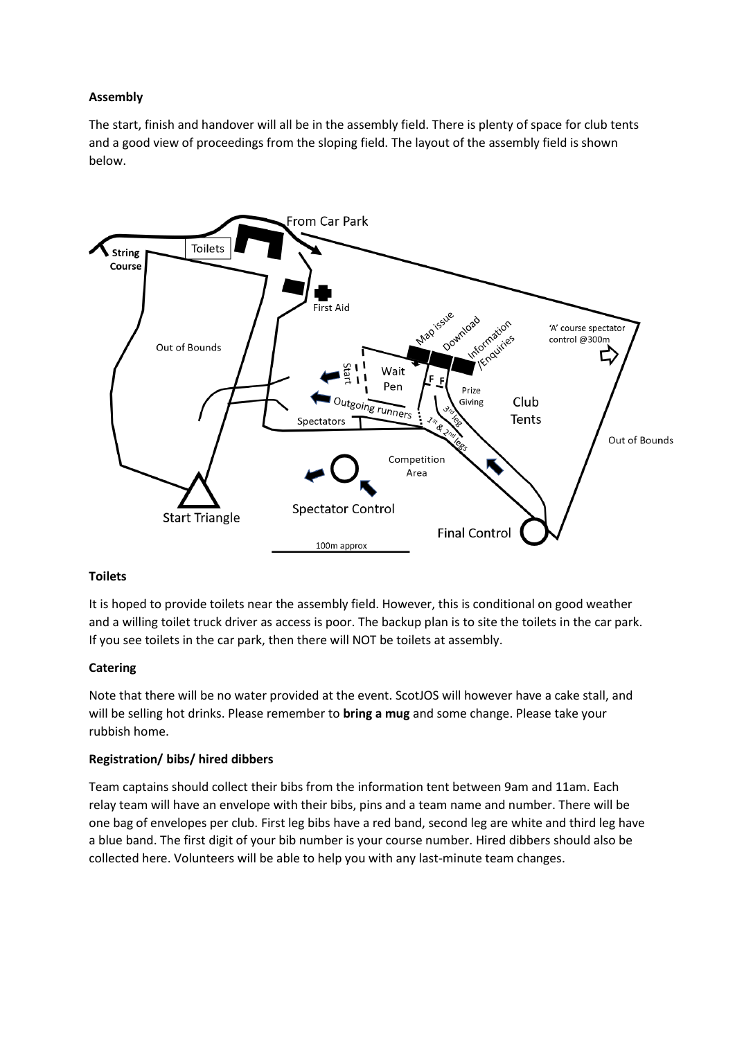**Assembly**

The start, finish and handover will all be in the assembly field. There is plenty of space for club tents and a good view of proceedings from the sloping field. The layout of the assembly field is shown below.

From Car Park

String Course

Toilets

First Aid

Out of Bounds

Map issue

Download

Information /Enquiries

'A' course spectator control @300m

Start

Wait Pen

F F

Prize Giving

Club Tents

Outgoing runners

3rd leg

1st & 2nd legs

Spectators

Out of Bounds

Competition Area

Start Triangle

Spectator Control

Final Control

100m approx

**Toilets**

It is hoped to provide toilets near the assembly field. However, this is conditional on good weather and a willing toilet truck driver as access is poor. The backup plan is to site the toilets in the car park. If you see toilets in the car park, then there will NOT be toilets at assembly.

**Catering**

Note that there will be no water provided at the event. ScotJOS will however have a cake stall, and will be selling hot drinks. Please remember to **bring a mug** and some change. Please take your rubbish home.

**Registration/ bibs/ hired dibbers**

Team captains should collect their bibs from the information tent between 9am and 11am. Each relay team will have an envelope with their bibs, pins and a team name and number. There will be one bag of envelopes per club. First leg bibs have a red band, second leg are white and third leg have a blue band. The first digit of your bib number is your course number. Hired dibbers should also be collected here. Volunteers will be able to help you with any last-minute team changes.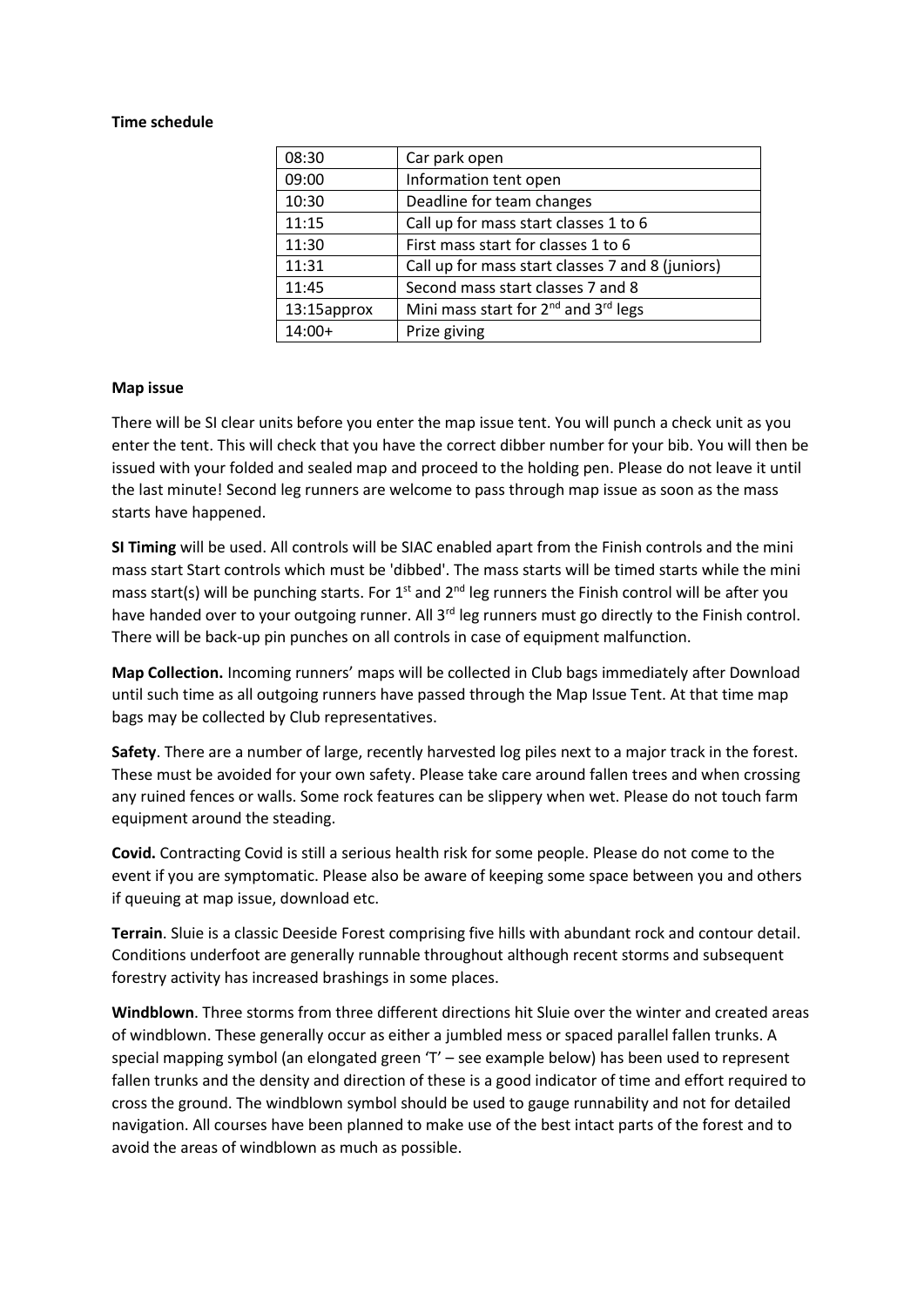**Time schedule**

| | |
|---|---|
| 08:30 | Car park open |
| 09:00 | Information tent open |
| 10:30 | Deadline for team changes |
| 11:15 | Call up for mass start classes 1 to 6 |
| 11:30 | First mass start for classes 1 to 6 |
| 11:31 | Call up for mass start classes 7 and 8 (juniors) |
| 11:45 | Second mass start classes 7 and 8 |
| 13:15approx | Mini mass start for 2nd and 3rd legs |
| 14:00+ | Prize giving |

**Map issue**

There will be SI clear units before you enter the map issue tent. You will punch a check unit as you enter the tent. This will check that you have the correct dibber number for your bib. You will then be issued with your folded and sealed map and proceed to the holding pen. Please do not leave it until the last minute! Second leg runners are welcome to pass through map issue as soon as the mass starts have happened.

**SI Timing** will be used. All controls will be SIAC enabled apart from the Finish controls and the mini mass start Start controls which must be 'dibbed'. The mass starts will be timed starts while the mini mass start(s) will be punching starts. For 1st and 2nd leg runners the Finish control will be after you have handed over to your outgoing runner. All 3rd leg runners must go directly to the Finish control. There will be back-up pin punches on all controls in case of equipment malfunction.

**Map Collection.** Incoming runners' maps will be collected in Club bags immediately after Download until such time as all outgoing runners have passed through the Map Issue Tent. At that time map bags may be collected by Club representatives.

**Safety**. There are a number of large, recently harvested log piles next to a major track in the forest. These must be avoided for your own safety. Please take care around fallen trees and when crossing any ruined fences or walls. Some rock features can be slippery when wet. Please do not touch farm equipment around the steading.

**Covid.** Contracting Covid is still a serious health risk for some people. Please do not come to the event if you are symptomatic. Please also be aware of keeping some space between you and others if queuing at map issue, download etc.

**Terrain**. Sluie is a classic Deeside Forest comprising five hills with abundant rock and contour detail. Conditions underfoot are generally runnable throughout although recent storms and subsequent forestry activity has increased brashings in some places.

**Windblown**. Three storms from three different directions hit Sluie over the winter and created areas of windblown. These generally occur as either a jumbled mess or spaced parallel fallen trunks. A special mapping symbol (an elongated green 'T' – see example below) has been used to represent fallen trunks and the density and direction of these is a good indicator of time and effort required to cross the ground. The windblown symbol should be used to gauge runnability and not for detailed navigation. All courses have been planned to make use of the best intact parts of the forest and to avoid the areas of windblown as much as possible.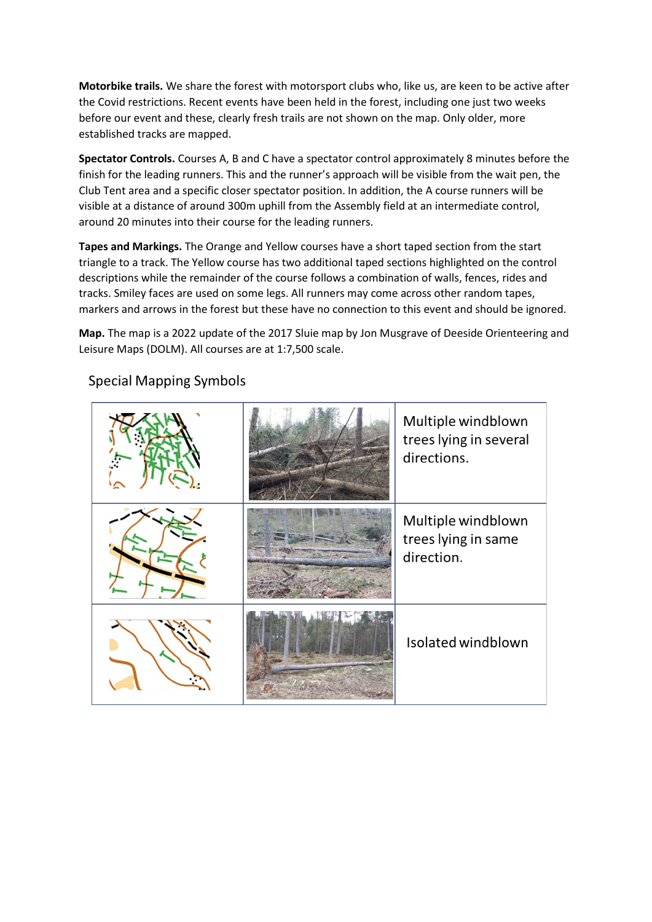**Motorbike trails.** We share the forest with motorsport clubs who, like us, are keen to be active after the Covid restrictions. Recent events have been held in the forest, including one just two weeks before our event and these, clearly fresh trails are not shown on the map. Only older, more established tracks are mapped.

**Spectator Controls.** Courses A, B and C have a spectator control approximately 8 minutes before the finish for the leading runners. This and the runner's approach will be visible from the wait pen, the Club Tent area and a specific closer spectator position. In addition, the A course runners will be visible at a distance of around 300m uphill from the Assembly field at an intermediate control, around 20 minutes into their course for the leading runners.

**Tapes and Markings.** The Orange and Yellow courses have a short taped section from the start triangle to a track. The Yellow course has two additional taped sections highlighted on the control descriptions while the remainder of the course follows a combination of walls, fences, rides and tracks. Smiley faces are used on some legs. All runners may come across other random tapes, markers and arrows in the forest but these have no connection to this event and should be ignored.

**Map.** The map is a 2022 update of the 2017 Sluie map by Jon Musgrave of Deeside Orienteering and Leisure Maps (DOLM). All courses are at 1:7,500 scale.

## Special Mapping Symbols

| | | |
|---|---|---|
| | | Multiple windblown trees lying in several directions. |
| | | Multiple windblown trees lying in same direction. |
| | | Isolated windblown |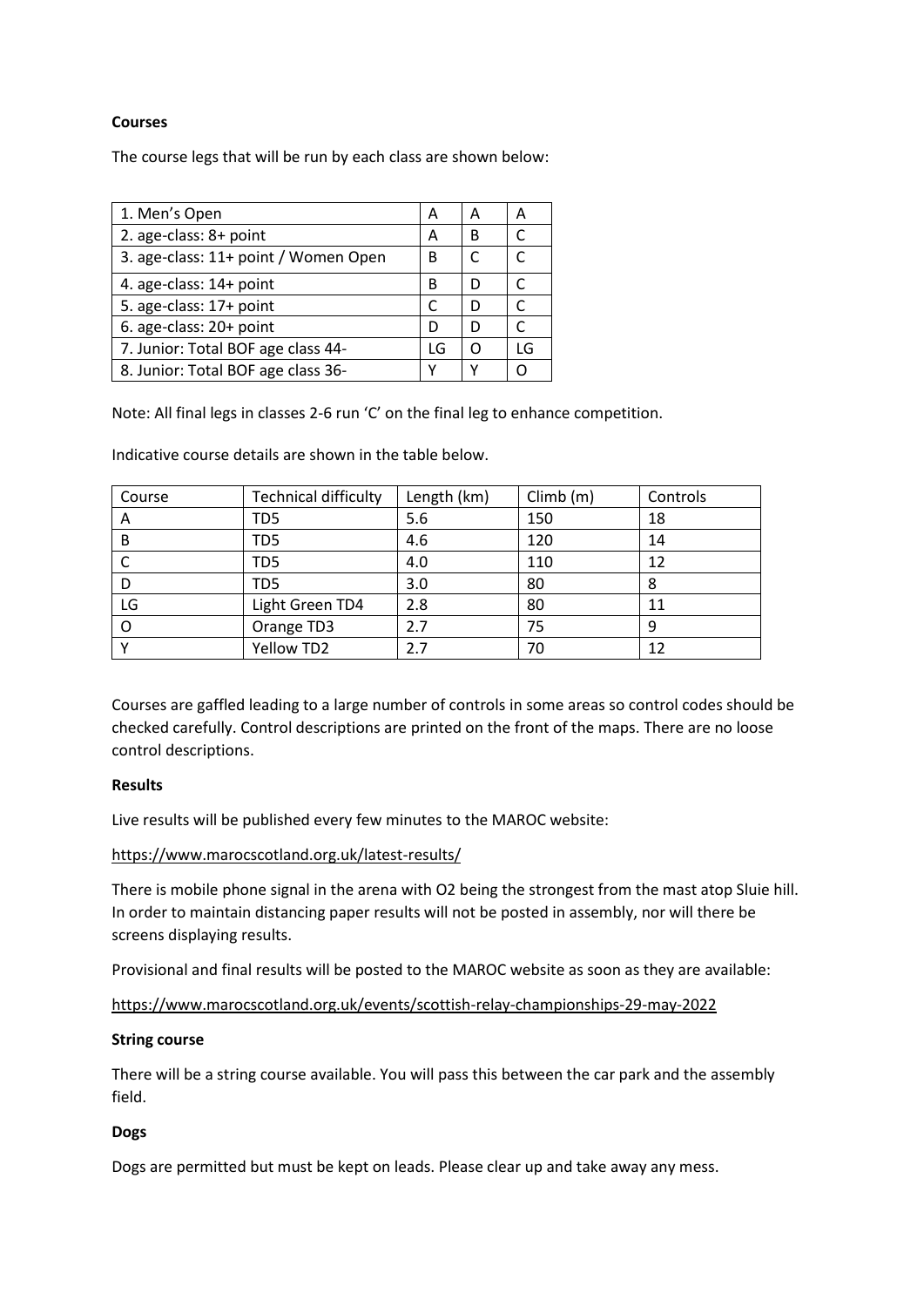**Courses**

The course legs that will be run by each class are shown below:

| | | | |
|---|---|---|---|
| 1. Men's Open | A | A | A |
| 2. age-class: 8+ point | A | B | C |
| 3. age-class: 11+ point / Women Open | B | C | C |
| 4. age-class: 14+ point | B | D | C |
| 5. age-class: 17+ point | C | D | C |
| 6. age-class: 20+ point | D | D | C |
| 7. Junior: Total BOF age class 44- | LG | O | LG |
| 8. Junior: Total BOF age class 36- | Y | Y | O |

Note: All final legs in classes 2-6 run 'C' on the final leg to enhance competition.

Indicative course details are shown in the table below.

| Course | Technical difficulty | Length (km) | Climb (m) | Controls |
|---|---|---|---|---|
| A | TD5 | 5.6 | 150 | 18 |
| B | TD5 | 4.6 | 120 | 14 |
| C | TD5 | 4.0 | 110 | 12 |
| D | TD5 | 3.0 | 80 | 8 |
| LG | Light Green TD4 | 2.8 | 80 | 11 |
| O | Orange TD3 | 2.7 | 75 | 9 |
| Y | Yellow TD2 | 2.7 | 70 | 12 |

Courses are gaffled leading to a large number of controls in some areas so control codes should be checked carefully. Control descriptions are printed on the front of the maps. There are no loose control descriptions.

**Results**

Live results will be published every few minutes to the MAROC website:

https://www.marocscotland.org.uk/latest-results/

There is mobile phone signal in the arena with O2 being the strongest from the mast atop Sluie hill. In order to maintain distancing paper results will not be posted in assembly, nor will there be screens displaying results.

Provisional and final results will be posted to the MAROC website as soon as they are available:

https://www.marocscotland.org.uk/events/scottish-relay-championships-29-may-2022

**String course**

There will be a string course available. You will pass this between the car park and the assembly field.

**Dogs**

Dogs are permitted but must be kept on leads. Please clear up and take away any mess.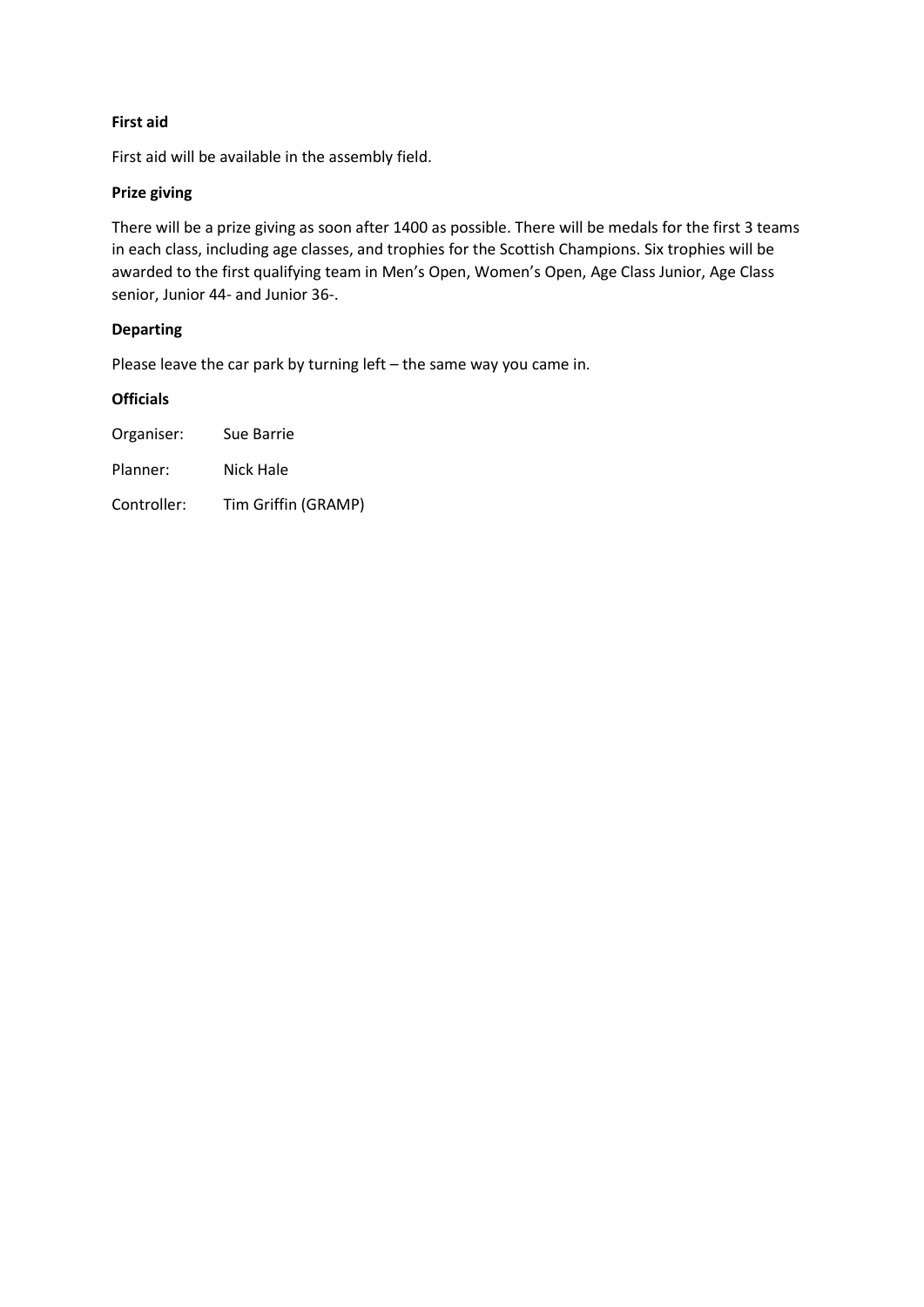**First aid**

First aid will be available in the assembly field.

**Prize giving**

There will be a prize giving as soon after 1400 as possible. There will be medals for the first 3 teams in each class, including age classes, and trophies for the Scottish Champions. Six trophies will be awarded to the first qualifying team in Men's Open, Women's Open, Age Class Junior, Age Class senior, Junior 44- and Junior 36-.

**Departing**

Please leave the car park by turning left – the same way you came in.

**Officials**

| | |
|---|---|
| Organiser: | Sue Barrie |
| Planner: | Nick Hale |
| Controller: | Tim Griffin (GRAMP) |